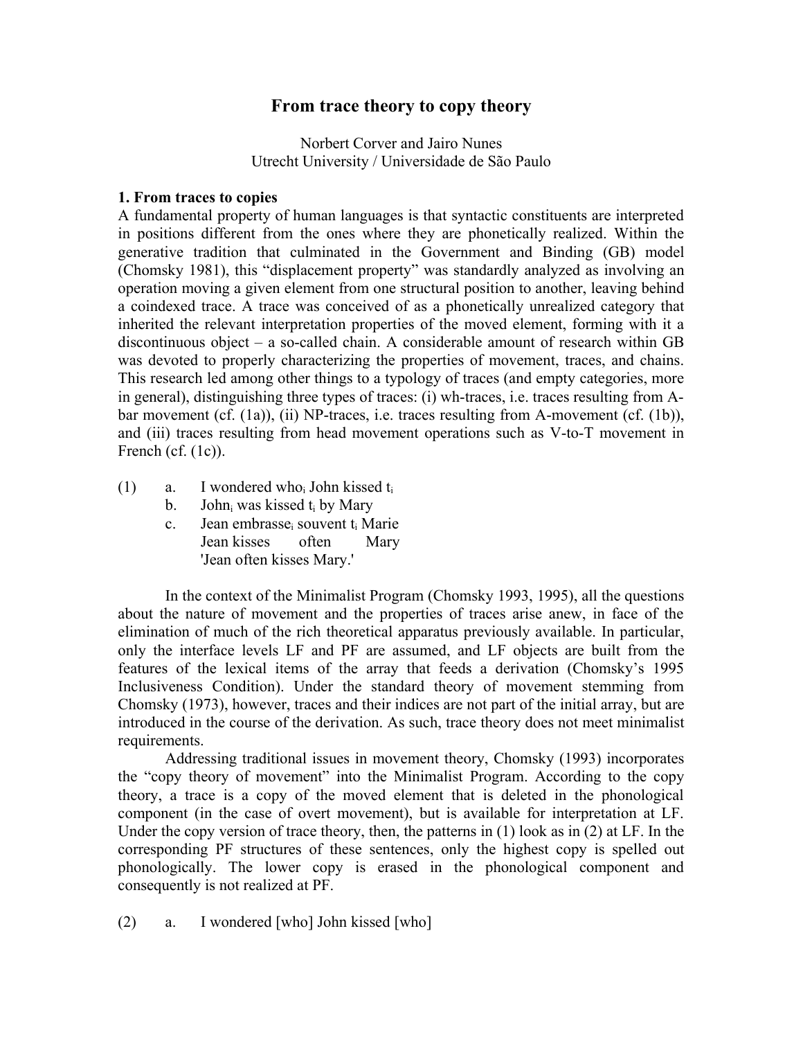# From trace theory to copy theory

Norbert Corver and Jairo Nunes
Utrecht University / Universidade de São Paulo

## 1. From traces to copies

A fundamental property of human languages is that syntactic constituents are interpreted in positions different from the ones where they are phonetically realized. Within the generative tradition that culminated in the Government and Binding (GB) model (Chomsky 1981), this "displacement property" was standardly analyzed as involving an operation moving a given element from one structural position to another, leaving behind a coindexed trace. A trace was conceived of as a phonetically unrealized category that inherited the relevant interpretation properties of the moved element, forming with it a discontinuous object – a so-called chain. A considerable amount of research within GB was devoted to properly characterizing the properties of movement, traces, and chains. This research led among other things to a typology of traces (and empty categories, more in general), distinguishing three types of traces: (i) wh-traces, i.e. traces resulting from A-bar movement (cf. (1a)), (ii) NP-traces, i.e. traces resulting from A-movement (cf. (1b)), and (iii) traces resulting from head movement operations such as V-to-T movement in French (cf. (1c)).

(1)
a. I wondered who$_i$ John kissed t$_i$
b. John$_i$ was kissed t$_i$ by Mary
c. Jean embrasse$_i$ souvent t$_i$ Marie
   Jean kisses often Mary
   'Jean often kisses Mary.'

In the context of the Minimalist Program (Chomsky 1993, 1995), all the questions about the nature of movement and the properties of traces arise anew, in face of the elimination of much of the rich theoretical apparatus previously available. In particular, only the interface levels LF and PF are assumed, and LF objects are built from the features of the lexical items of the array that feeds a derivation (Chomsky's 1995 Inclusiveness Condition). Under the standard theory of movement stemming from Chomsky (1973), however, traces and their indices are not part of the initial array, but are introduced in the course of the derivation. As such, trace theory does not meet minimalist requirements.

Addressing traditional issues in movement theory, Chomsky (1993) incorporates the "copy theory of movement" into the Minimalist Program. According to the copy theory, a trace is a copy of the moved element that is deleted in the phonological component (in the case of overt movement), but is available for interpretation at LF. Under the copy version of trace theory, then, the patterns in (1) look as in (2) at LF. In the corresponding PF structures of these sentences, only the highest copy is spelled out phonologically. The lower copy is erased in the phonological component and consequently is not realized at PF.

(2)
a. I wondered [who] John kissed [who]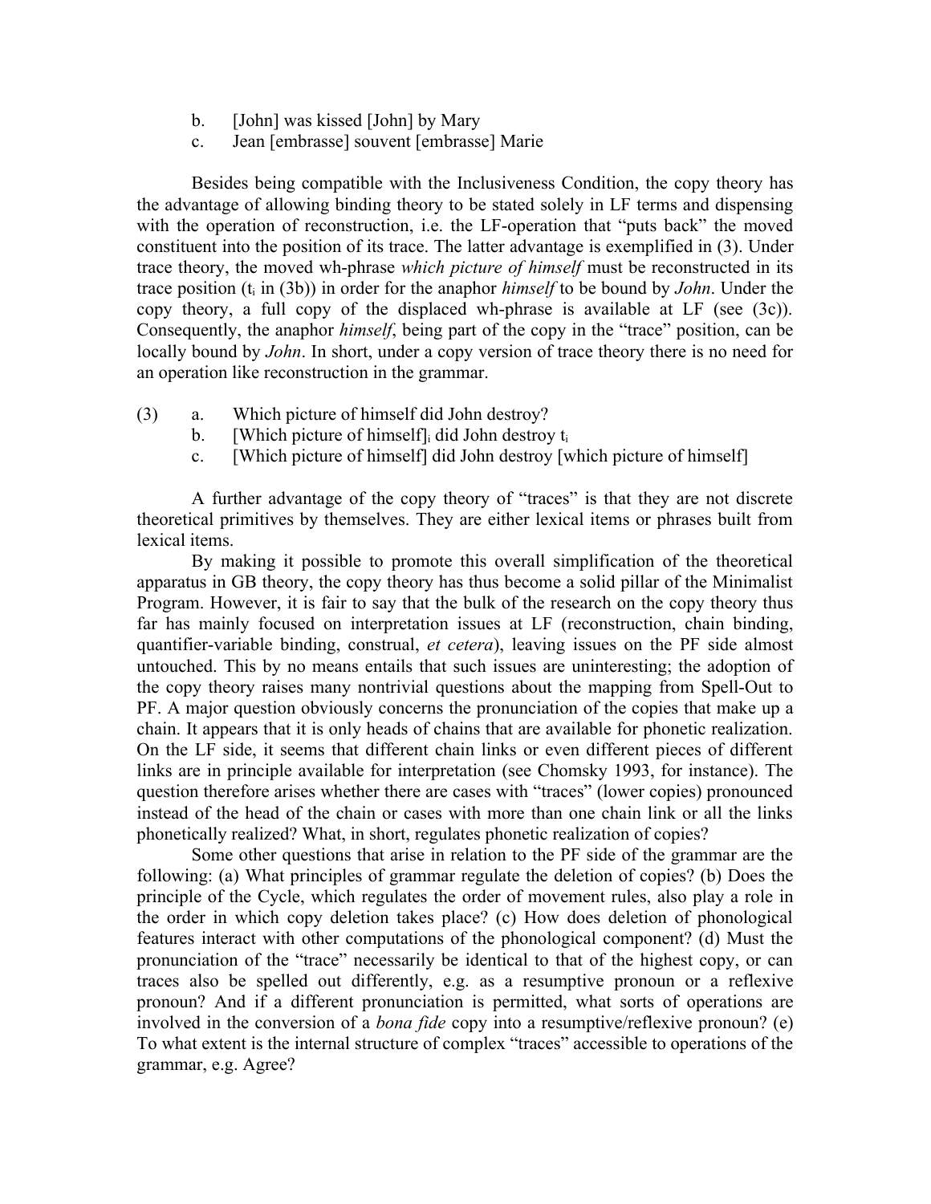b. [John] was kissed [John] by Mary

c. Jean [embrasse] souvent [embrasse] Marie

Besides being compatible with the Inclusiveness Condition, the copy theory has the advantage of allowing binding theory to be stated solely in LF terms and dispensing with the operation of reconstruction, i.e. the LF-operation that "puts back" the moved constituent into the position of its trace. The latter advantage is exemplified in (3). Under trace theory, the moved wh-phrase *which picture of himself* must be reconstructed in its trace position ($t_i$ in (3b)) in order for the anaphor *himself* to be bound by *John*. Under the copy theory, a full copy of the displaced wh-phrase is available at LF (see (3c)). Consequently, the anaphor *himself*, being part of the copy in the "trace" position, can be locally bound by *John*. In short, under a copy version of trace theory there is no need for an operation like reconstruction in the grammar.

(3) a. Which picture of himself did John destroy?

b. [Which picture of himself]$_i$ did John destroy $t_i$

c. [Which picture of himself] did John destroy [which picture of himself]

A further advantage of the copy theory of "traces" is that they are not discrete theoretical primitives by themselves. They are either lexical items or phrases built from lexical items.

By making it possible to promote this overall simplification of the theoretical apparatus in GB theory, the copy theory has thus become a solid pillar of the Minimalist Program. However, it is fair to say that the bulk of the research on the copy theory thus far has mainly focused on interpretation issues at LF (reconstruction, chain binding, quantifier-variable binding, construal, *et cetera*), leaving issues on the PF side almost untouched. This by no means entails that such issues are uninteresting; the adoption of the copy theory raises many nontrivial questions about the mapping from Spell-Out to PF. A major question obviously concerns the pronunciation of the copies that make up a chain. It appears that it is only heads of chains that are available for phonetic realization. On the LF side, it seems that different chain links or even different pieces of different links are in principle available for interpretation (see Chomsky 1993, for instance). The question therefore arises whether there are cases with "traces" (lower copies) pronounced instead of the head of the chain or cases with more than one chain link or all the links phonetically realized? What, in short, regulates phonetic realization of copies?

Some other questions that arise in relation to the PF side of the grammar are the following: (a) What principles of grammar regulate the deletion of copies? (b) Does the principle of the Cycle, which regulates the order of movement rules, also play a role in the order in which copy deletion takes place? (c) How does deletion of phonological features interact with other computations of the phonological component? (d) Must the pronunciation of the "trace" necessarily be identical to that of the highest copy, or can traces also be spelled out differently, e.g. as a resumptive pronoun or a reflexive pronoun? And if a different pronunciation is permitted, what sorts of operations are involved in the conversion of a *bona fide* copy into a resumptive/reflexive pronoun? (e) To what extent is the internal structure of complex "traces" accessible to operations of the grammar, e.g. Agree?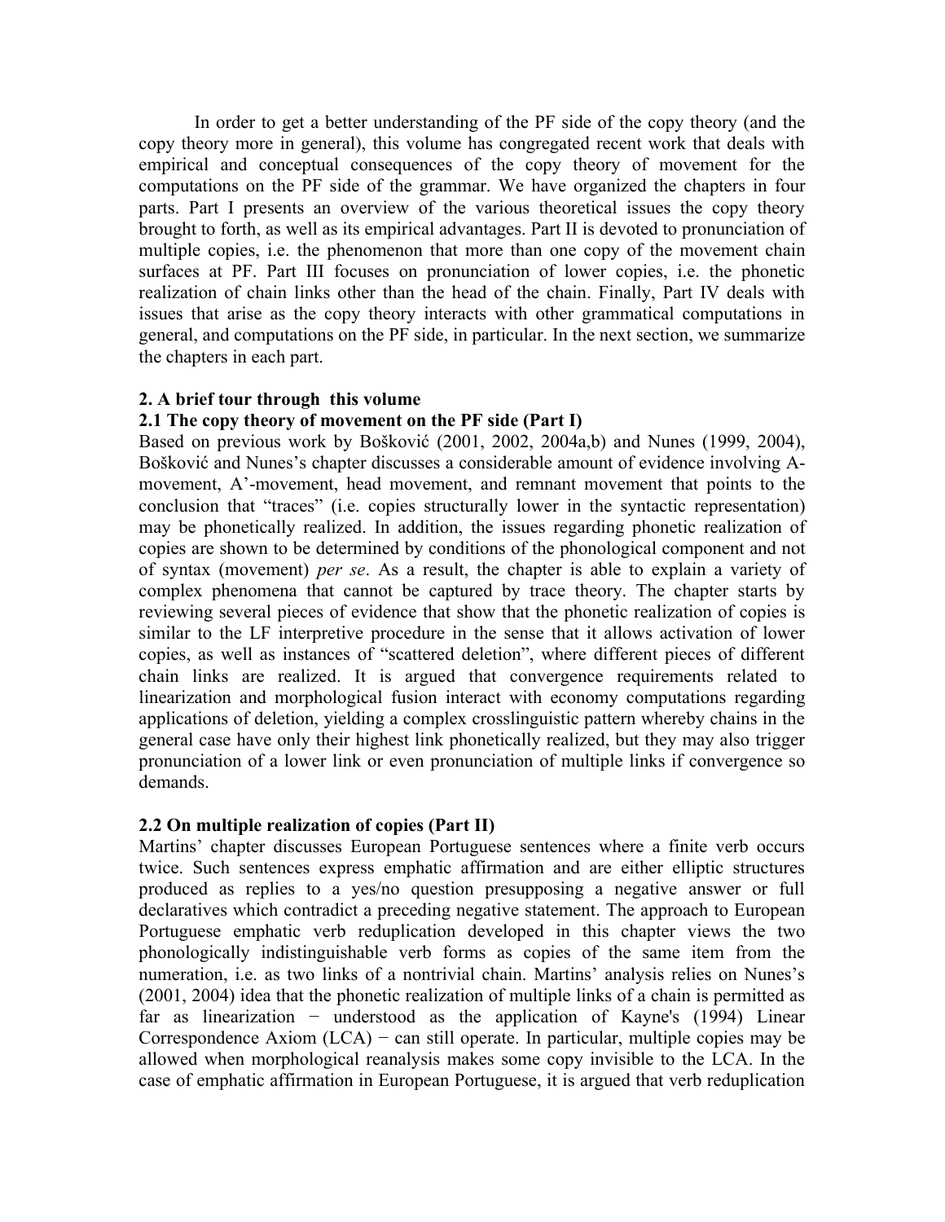In order to get a better understanding of the PF side of the copy theory (and the copy theory more in general), this volume has congregated recent work that deals with empirical and conceptual consequences of the copy theory of movement for the computations on the PF side of the grammar. We have organized the chapters in four parts. Part I presents an overview of the various theoretical issues the copy theory brought to forth, as well as its empirical advantages. Part II is devoted to pronunciation of multiple copies, i.e. the phenomenon that more than one copy of the movement chain surfaces at PF. Part III focuses on pronunciation of lower copies, i.e. the phonetic realization of chain links other than the head of the chain. Finally, Part IV deals with issues that arise as the copy theory interacts with other grammatical computations in general, and computations on the PF side, in particular. In the next section, we summarize the chapters in each part.

## 2. A brief tour through this volume

### 2.1 The copy theory of movement on the PF side (Part I)

Based on previous work by Bošković (2001, 2002, 2004a,b) and Nunes (1999, 2004), Bošković and Nunes's chapter discusses a considerable amount of evidence involving A-movement, A'-movement, head movement, and remnant movement that points to the conclusion that "traces" (i.e. copies structurally lower in the syntactic representation) may be phonetically realized. In addition, the issues regarding phonetic realization of copies are shown to be determined by conditions of the phonological component and not of syntax (movement) *per se*. As a result, the chapter is able to explain a variety of complex phenomena that cannot be captured by trace theory. The chapter starts by reviewing several pieces of evidence that show that the phonetic realization of copies is similar to the LF interpretive procedure in the sense that it allows activation of lower copies, as well as instances of "scattered deletion", where different pieces of different chain links are realized. It is argued that convergence requirements related to linearization and morphological fusion interact with economy computations regarding applications of deletion, yielding a complex crosslinguistic pattern whereby chains in the general case have only their highest link phonetically realized, but they may also trigger pronunciation of a lower link or even pronunciation of multiple links if convergence so demands.

### 2.2 On multiple realization of copies (Part II)

Martins' chapter discusses European Portuguese sentences where a finite verb occurs twice. Such sentences express emphatic affirmation and are either elliptic structures produced as replies to a yes/no question presupposing a negative answer or full declaratives which contradict a preceding negative statement. The approach to European Portuguese emphatic verb reduplication developed in this chapter views the two phonologically indistinguishable verb forms as copies of the same item from the numeration, i.e. as two links of a nontrivial chain. Martins' analysis relies on Nunes's (2001, 2004) idea that the phonetic realization of multiple links of a chain is permitted as far as linearization − understood as the application of Kayne's (1994) Linear Correspondence Axiom (LCA) − can still operate. In particular, multiple copies may be allowed when morphological reanalysis makes some copy invisible to the LCA. In the case of emphatic affirmation in European Portuguese, it is argued that verb reduplication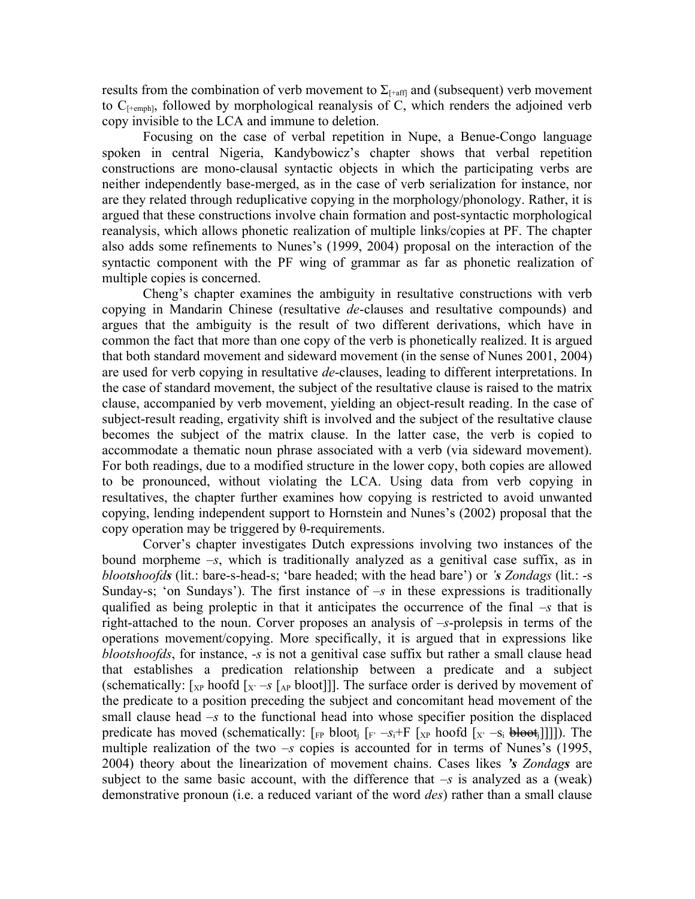results from the combination of verb movement to $\Sigma_{[+aff]}$ and (subsequent) verb movement to $C_{[+emph]}$, followed by morphological reanalysis of C, which renders the adjoined verb copy invisible to the LCA and immune to deletion.

Focusing on the case of verbal repetition in Nupe, a Benue-Congo language spoken in central Nigeria, Kandybowicz's chapter shows that verbal repetition constructions are mono-clausal syntactic objects in which the participating verbs are neither independently base-merged, as in the case of verb serialization for instance, nor are they related through reduplicative copying in the morphology/phonology. Rather, it is argued that these constructions involve chain formation and post-syntactic morphological reanalysis, which allows phonetic realization of multiple links/copies at PF. The chapter also adds some refinements to Nunes's (1999, 2004) proposal on the interaction of the syntactic component with the PF wing of grammar as far as phonetic realization of multiple copies is concerned.

Cheng's chapter examines the ambiguity in resultative constructions with verb copying in Mandarin Chinese (resultative *de*-clauses and resultative compounds) and argues that the ambiguity is the result of two different derivations, which have in common the fact that more than one copy of the verb is phonetically realized. It is argued that both standard movement and sideward movement (in the sense of Nunes 2001, 2004) are used for verb copying in resultative *de*-clauses, leading to different interpretations. In the case of standard movement, the subject of the resultative clause is raised to the matrix clause, accompanied by verb movement, yielding an object-result reading. In the case of subject-result reading, ergativity shift is involved and the subject of the resultative clause becomes the subject of the matrix clause. In the latter case, the verb is copied to accommodate a thematic noun phrase associated with a verb (via sideward movement). For both readings, due to a modified structure in the lower copy, both copies are allowed to be pronounced, without violating the LCA. Using data from verb copying in resultatives, the chapter further examines how copying is restricted to avoid unwanted copying, lending independent support to Hornstein and Nunes's (2002) proposal that the copy operation may be triggered by θ-requirements.

Corver's chapter investigates Dutch expressions involving two instances of the bound morpheme *–s*, which is traditionally analyzed as a genitival case suffix, as in *bloot**s**hoofd**s*** (lit.: bare-s-head-s; 'bare headed; with the head bare') or ***'s** Zondag**s*** (lit.: -s Sunday-s; 'on Sundays'). The first instance of *–s* in these expressions is traditionally qualified as being proleptic in that it anticipates the occurrence of the final *–s* that is right-attached to the noun. Corver proposes an analysis of *–s*-prolepsis in terms of the operations movement/copying. More specifically, it is argued that in expressions like *blootshoofds*, for instance, *-s* is not a genitival case suffix but rather a small clause head that establishes a predication relationship between a predicate and a subject (schematically: [$_{XP}$ hoofd [$_{X'}$ *–s* [$_{AP}$ bloot]]]. The surface order is derived by movement of the predicate to a position preceding the subject and concomitant head movement of the small clause head *–s* to the functional head into whose specifier position the displaced predicate has moved (schematically: [$_{FP}$ bloot$_j$ [$_{F'}$ *–s*$_i$+F [$_{XP}$ hoofd [$_{X'}$ –s$_i$ ~~bloot$_j$~~]]]]). The multiple realization of the two *–s* copies is accounted for in terms of Nunes's (1995, 2004) theory about the linearization of movement chains. Cases likes ***'s** Zondag**s*** are subject to the same basic account, with the difference that *–s* is analyzed as a (weak) demonstrative pronoun (i.e. a reduced variant of the word *des*) rather than a small clause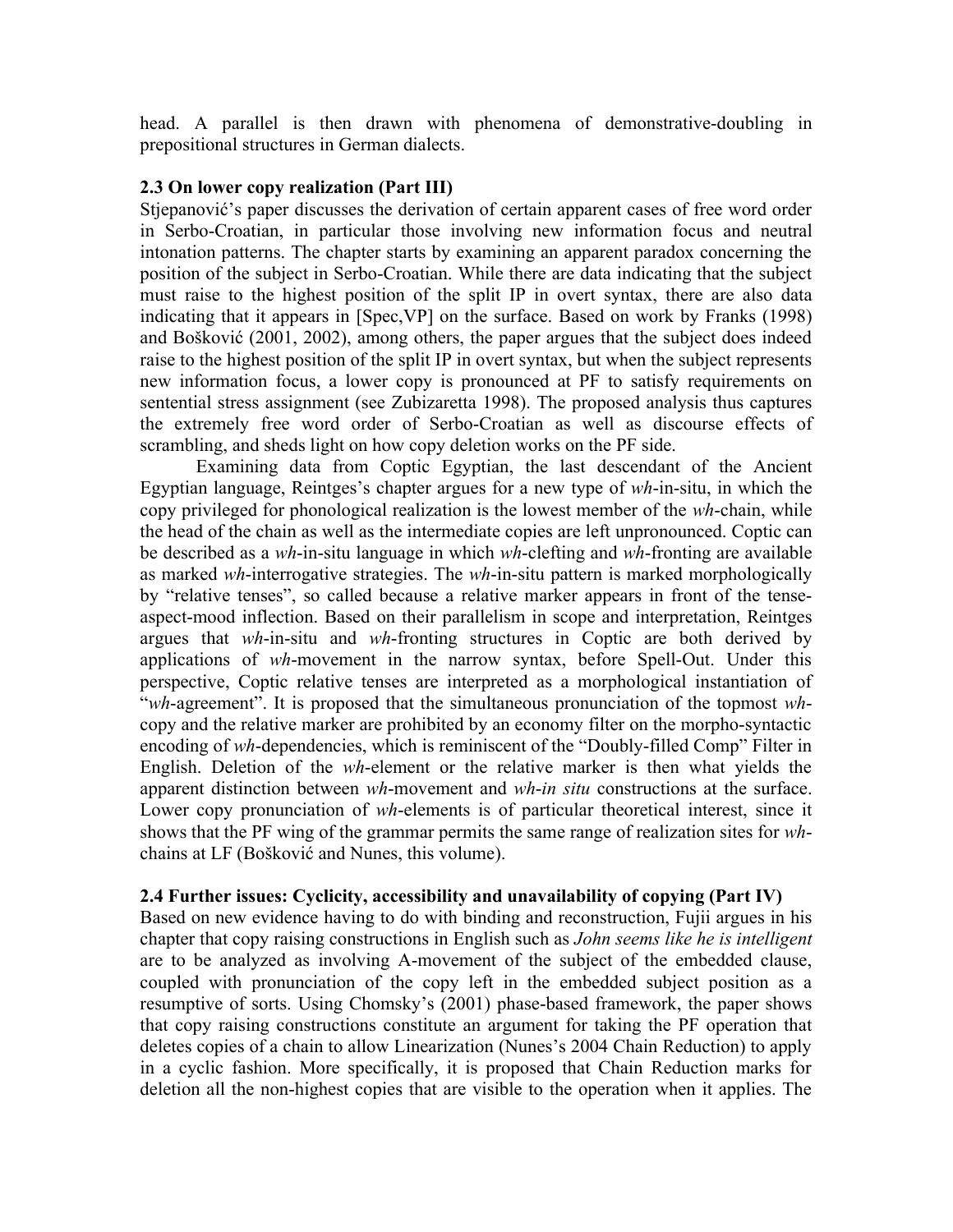head. A parallel is then drawn with phenomena of demonstrative-doubling in prepositional structures in German dialects.

### 2.3 On lower copy realization (Part III)

Stjepanović's paper discusses the derivation of certain apparent cases of free word order in Serbo-Croatian, in particular those involving new information focus and neutral intonation patterns. The chapter starts by examining an apparent paradox concerning the position of the subject in Serbo-Croatian. While there are data indicating that the subject must raise to the highest position of the split IP in overt syntax, there are also data indicating that it appears in [Spec,VP] on the surface. Based on work by Franks (1998) and Bošković (2001, 2002), among others, the paper argues that the subject does indeed raise to the highest position of the split IP in overt syntax, but when the subject represents new information focus, a lower copy is pronounced at PF to satisfy requirements on sentential stress assignment (see Zubizaretta 1998). The proposed analysis thus captures the extremely free word order of Serbo-Croatian as well as discourse effects of scrambling, and sheds light on how copy deletion works on the PF side.

Examining data from Coptic Egyptian, the last descendant of the Ancient Egyptian language, Reintges's chapter argues for a new type of *wh*-in-situ, in which the copy privileged for phonological realization is the lowest member of the *wh*-chain, while the head of the chain as well as the intermediate copies are left unpronounced. Coptic can be described as a *wh*-in-situ language in which *wh*-clefting and *wh*-fronting are available as marked *wh*-interrogative strategies. The *wh*-in-situ pattern is marked morphologically by "relative tenses", so called because a relative marker appears in front of the tense-aspect-mood inflection. Based on their parallelism in scope and interpretation, Reintges argues that *wh*-in-situ and *wh*-fronting structures in Coptic are both derived by applications of *wh*-movement in the narrow syntax, before Spell-Out. Under this perspective, Coptic relative tenses are interpreted as a morphological instantiation of "*wh*-agreement". It is proposed that the simultaneous pronunciation of the topmost *wh*-copy and the relative marker are prohibited by an economy filter on the morpho-syntactic encoding of *wh*-dependencies, which is reminiscent of the "Doubly-filled Comp" Filter in English. Deletion of the *wh*-element or the relative marker is then what yields the apparent distinction between *wh*-movement and *wh-in situ* constructions at the surface. Lower copy pronunciation of *wh*-elements is of particular theoretical interest, since it shows that the PF wing of the grammar permits the same range of realization sites for *wh*-chains at LF (Bošković and Nunes, this volume).

### 2.4 Further issues: Cyclicity, accessibility and unavailability of copying (Part IV)

Based on new evidence having to do with binding and reconstruction, Fujii argues in his chapter that copy raising constructions in English such as *John seems like he is intelligent* are to be analyzed as involving A-movement of the subject of the embedded clause, coupled with pronunciation of the copy left in the embedded subject position as a resumptive of sorts. Using Chomsky's (2001) phase-based framework, the paper shows that copy raising constructions constitute an argument for taking the PF operation that deletes copies of a chain to allow Linearization (Nunes's 2004 Chain Reduction) to apply in a cyclic fashion. More specifically, it is proposed that Chain Reduction marks for deletion all the non-highest copies that are visible to the operation when it applies. The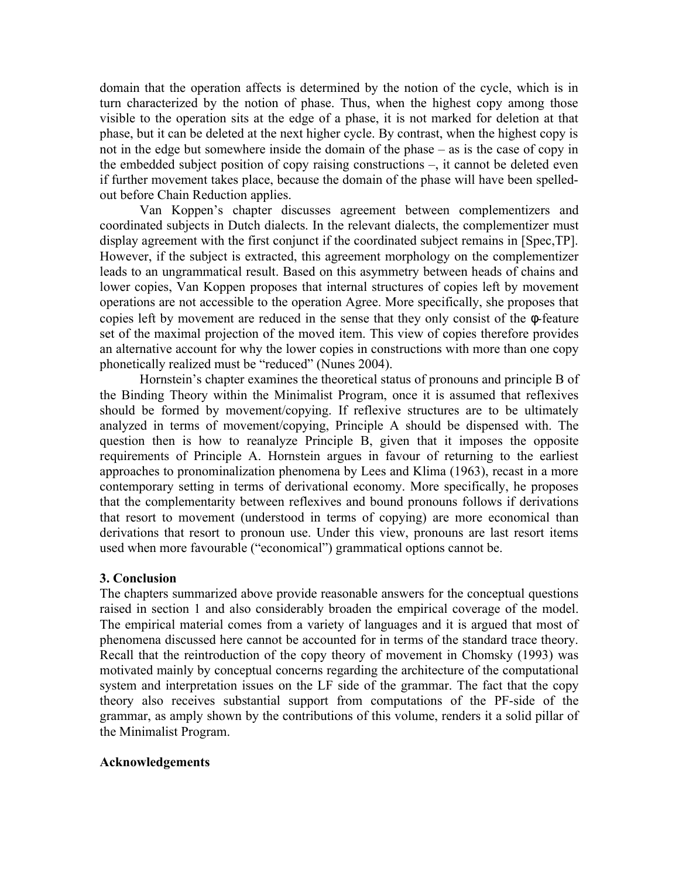domain that the operation affects is determined by the notion of the cycle, which is in turn characterized by the notion of phase. Thus, when the highest copy among those visible to the operation sits at the edge of a phase, it is not marked for deletion at that phase, but it can be deleted at the next higher cycle. By contrast, when the highest copy is not in the edge but somewhere inside the domain of the phase – as is the case of copy in the embedded subject position of copy raising constructions –, it cannot be deleted even if further movement takes place, because the domain of the phase will have been spelled-out before Chain Reduction applies.

Van Koppen's chapter discusses agreement between complementizers and coordinated subjects in Dutch dialects. In the relevant dialects, the complementizer must display agreement with the first conjunct if the coordinated subject remains in [Spec,TP]. However, if the subject is extracted, this agreement morphology on the complementizer leads to an ungrammatical result. Based on this asymmetry between heads of chains and lower copies, Van Koppen proposes that internal structures of copies left by movement operations are not accessible to the operation Agree. More specifically, she proposes that copies left by movement are reduced in the sense that they only consist of the $\phi$-feature set of the maximal projection of the moved item. This view of copies therefore provides an alternative account for why the lower copies in constructions with more than one copy phonetically realized must be "reduced" (Nunes 2004).

Hornstein's chapter examines the theoretical status of pronouns and principle B of the Binding Theory within the Minimalist Program, once it is assumed that reflexives should be formed by movement/copying. If reflexive structures are to be ultimately analyzed in terms of movement/copying, Principle A should be dispensed with. The question then is how to reanalyze Principle B, given that it imposes the opposite requirements of Principle A. Hornstein argues in favour of returning to the earliest approaches to pronominalization phenomena by Lees and Klima (1963), recast in a more contemporary setting in terms of derivational economy. More specifically, he proposes that the complementarity between reflexives and bound pronouns follows if derivations that resort to movement (understood in terms of copying) are more economical than derivations that resort to pronoun use. Under this view, pronouns are last resort items used when more favourable ("economical") grammatical options cannot be.

### 3. Conclusion

The chapters summarized above provide reasonable answers for the conceptual questions raised in section 1 and also considerably broaden the empirical coverage of the model. The empirical material comes from a variety of languages and it is argued that most of phenomena discussed here cannot be accounted for in terms of the standard trace theory. Recall that the reintroduction of the copy theory of movement in Chomsky (1993) was motivated mainly by conceptual concerns regarding the architecture of the computational system and interpretation issues on the LF side of the grammar. The fact that the copy theory also receives substantial support from computations of the PF-side of the grammar, as amply shown by the contributions of this volume, renders it a solid pillar of the Minimalist Program.

### Acknowledgements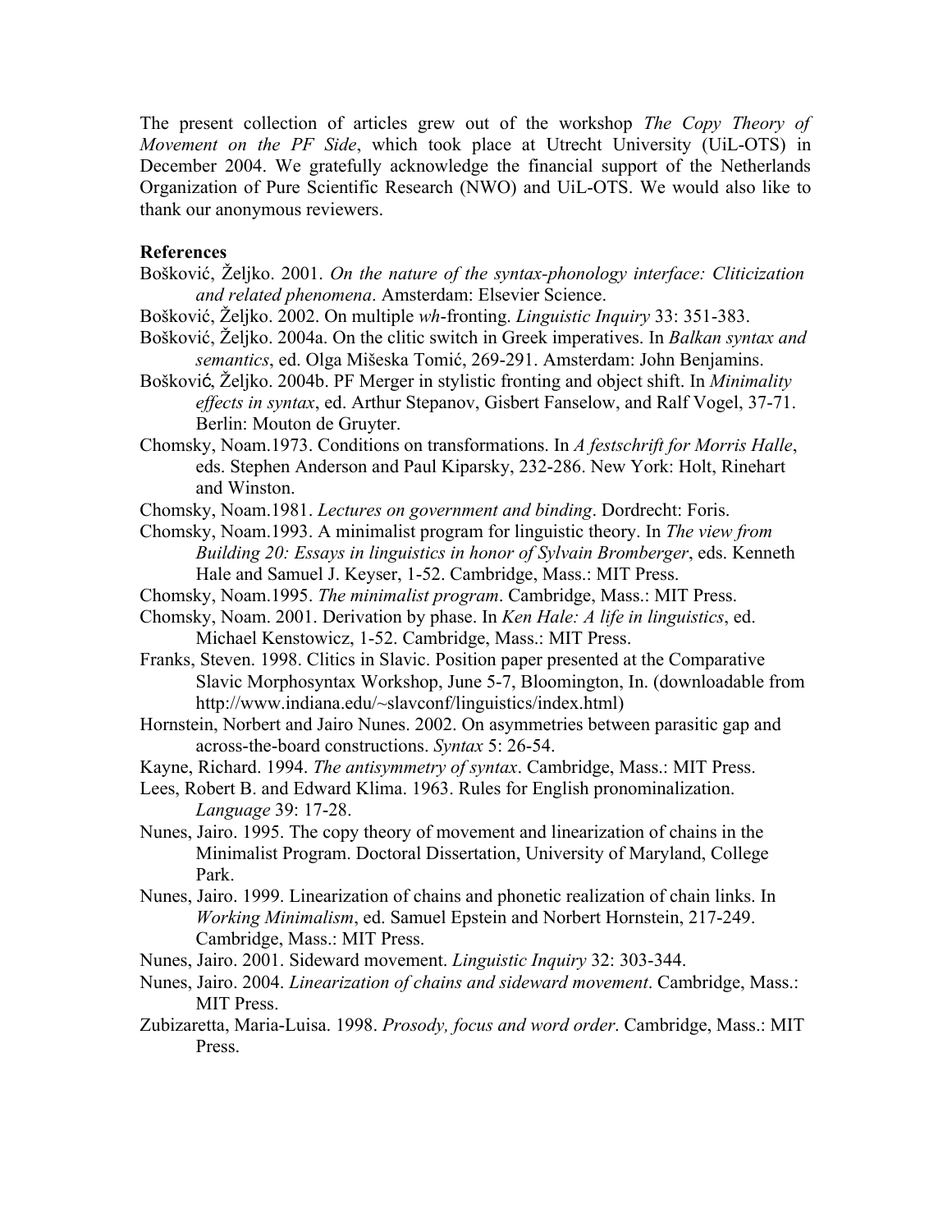The present collection of articles grew out of the workshop *The Copy Theory of Movement on the PF Side*, which took place at Utrecht University (UiL-OTS) in December 2004. We gratefully acknowledge the financial support of the Netherlands Organization of Pure Scientific Research (NWO) and UiL-OTS. We would also like to thank our anonymous reviewers.

**References**

Bošković, Željko. 2001. *On the nature of the syntax-phonology interface: Cliticization and related phenomena*. Amsterdam: Elsevier Science.

Bošković, Željko. 2002. On multiple *wh*-fronting. *Linguistic Inquiry* 33: 351-383.

Bošković, Željko. 2004a. On the clitic switch in Greek imperatives. In *Balkan syntax and semantics*, ed. Olga Mišeska Tomić, 269-291. Amsterdam: John Benjamins.

Bošković, Željko. 2004b. PF Merger in stylistic fronting and object shift. In *Minimality effects in syntax*, ed. Arthur Stepanov, Gisbert Fanselow, and Ralf Vogel, 37-71. Berlin: Mouton de Gruyter.

Chomsky, Noam.1973. Conditions on transformations. In *A festschrift for Morris Halle*, eds. Stephen Anderson and Paul Kiparsky, 232-286. New York: Holt, Rinehart and Winston.

Chomsky, Noam.1981. *Lectures on government and binding*. Dordrecht: Foris.

Chomsky, Noam.1993. A minimalist program for linguistic theory. In *The view from Building 20: Essays in linguistics in honor of Sylvain Bromberger*, eds. Kenneth Hale and Samuel J. Keyser, 1-52. Cambridge, Mass.: MIT Press.

Chomsky, Noam.1995. *The minimalist program*. Cambridge, Mass.: MIT Press.

Chomsky, Noam. 2001. Derivation by phase. In *Ken Hale: A life in linguistics*, ed. Michael Kenstowicz, 1-52. Cambridge, Mass.: MIT Press.

Franks, Steven. 1998. Clitics in Slavic. Position paper presented at the Comparative Slavic Morphosyntax Workshop, June 5-7, Bloomington, In. (downloadable from http://www.indiana.edu/~slavconf/linguistics/index.html)

Hornstein, Norbert and Jairo Nunes. 2002. On asymmetries between parasitic gap and across-the-board constructions. *Syntax* 5: 26-54.

Kayne, Richard. 1994. *The antisymmetry of syntax*. Cambridge, Mass.: MIT Press.

Lees, Robert B. and Edward Klima. 1963. Rules for English pronominalization. *Language* 39: 17-28.

Nunes, Jairo. 1995. The copy theory of movement and linearization of chains in the Minimalist Program. Doctoral Dissertation, University of Maryland, College Park.

Nunes, Jairo. 1999. Linearization of chains and phonetic realization of chain links. In *Working Minimalism*, ed. Samuel Epstein and Norbert Hornstein, 217-249. Cambridge, Mass.: MIT Press.

Nunes, Jairo. 2001. Sideward movement. *Linguistic Inquiry* 32: 303-344.

Nunes, Jairo. 2004. *Linearization of chains and sideward movement*. Cambridge, Mass.: MIT Press.

Zubizaretta, Maria-Luisa. 1998. *Prosody, focus and word order*. Cambridge, Mass.: MIT Press.